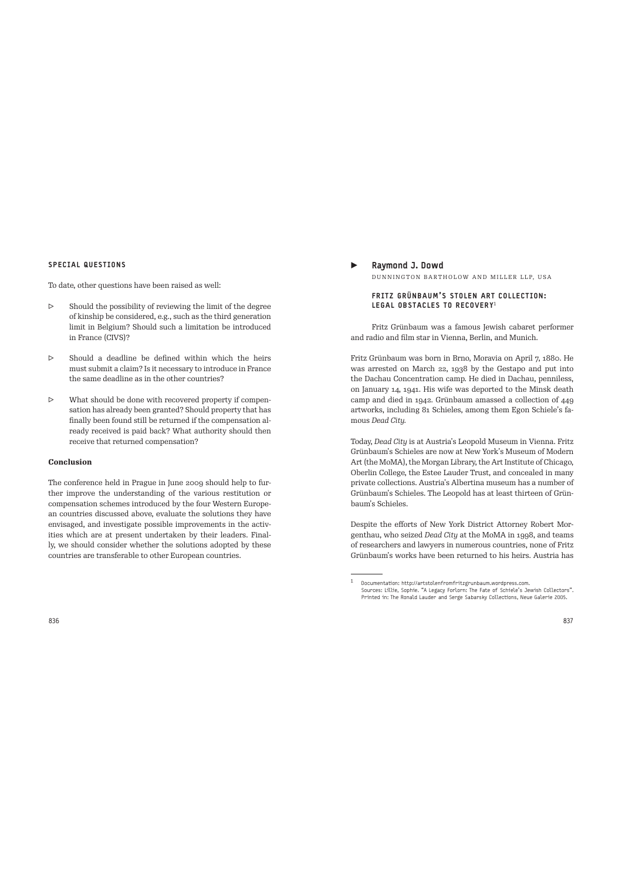### SPECIAL QUESTIONS

To date, other questions have been raised as well:

- Should the possibility of reviewing the limit of the degree of kinship be considered, e.g., such as the third generation limit in Belgium? Should such a limitation be introduced in France (CIVS)?
- Should a deadline be defined within which the heirs must submit a claim? Is it necessary to introduce in France the same deadline as in the other countries?
- What should be done with recovered property if compensation has already been granted? Should property that has finally been found still be returned if the compensation already received is paid back? What authority should then receive that returned compensation?

**Conclusion**

The conference held in Prague in June 2009 should help to further improve the understanding of the various restitution or compensation schemes introduced by the four Western European countries discussed above, evaluate the solutions they have envisaged, and investigate possible improvements in the activities which are at present undertaken by their leaders. Finally, we should consider whether the solutions adopted by these countries are transferable to other European countries.

## Raymond J. Dowd

DUNNINGTON BARTHOLOW AND MILLER LLP, USA

### FRITZ GRÜNBAUM'S STOLEN ART COLLECTION: LEGAL OBSTACLES TO RECOVERY[1]

Fritz Grünbaum was a famous Jewish cabaret performer and radio and film star in Vienna, Berlin, and Munich.

Fritz Grünbaum was born in Brno, Moravia on April 7, 1880. He was arrested on March 22, 1938 by the Gestapo and put into the Dachau Concentration camp. He died in Dachau, penniless, on January 14, 1941. His wife was deported to the Minsk death camp and died in 1942. Grünbaum amassed a collection of 449 artworks, including 81 Schieles, among them Egon Schiele's famous *Dead City*.

Today, *Dead City* is at Austria's Leopold Museum in Vienna. Fritz Grünbaum's Schieles are now at New York's Museum of Modern Art (the MoMA), the Morgan Library, the Art Institute of Chicago, Oberlin College, the Estee Lauder Trust, and concealed in many private collections. Austria's Albertina museum has a number of Grünbaum's Schieles. The Leopold has at least thirteen of Grünbaum's Schieles.

Despite the efforts of New York District Attorney Robert Morgenthau, who seized *Dead City* at the MoMA in 1998, and teams of researchers and lawyers in numerous countries, none of Fritz Grünbaum's works have been returned to his heirs. Austria has

---

[1] Documentation: http://artstolenfromfritzgrunbaum.wordpress.com.
Sources: Lillie, Sophie. "A Legacy Forlorn: The Fate of Schiele's Jewish Collectors". Printed in: The Ronald Lauder and Serge Sabarsky Collections, Neue Galerie 2005.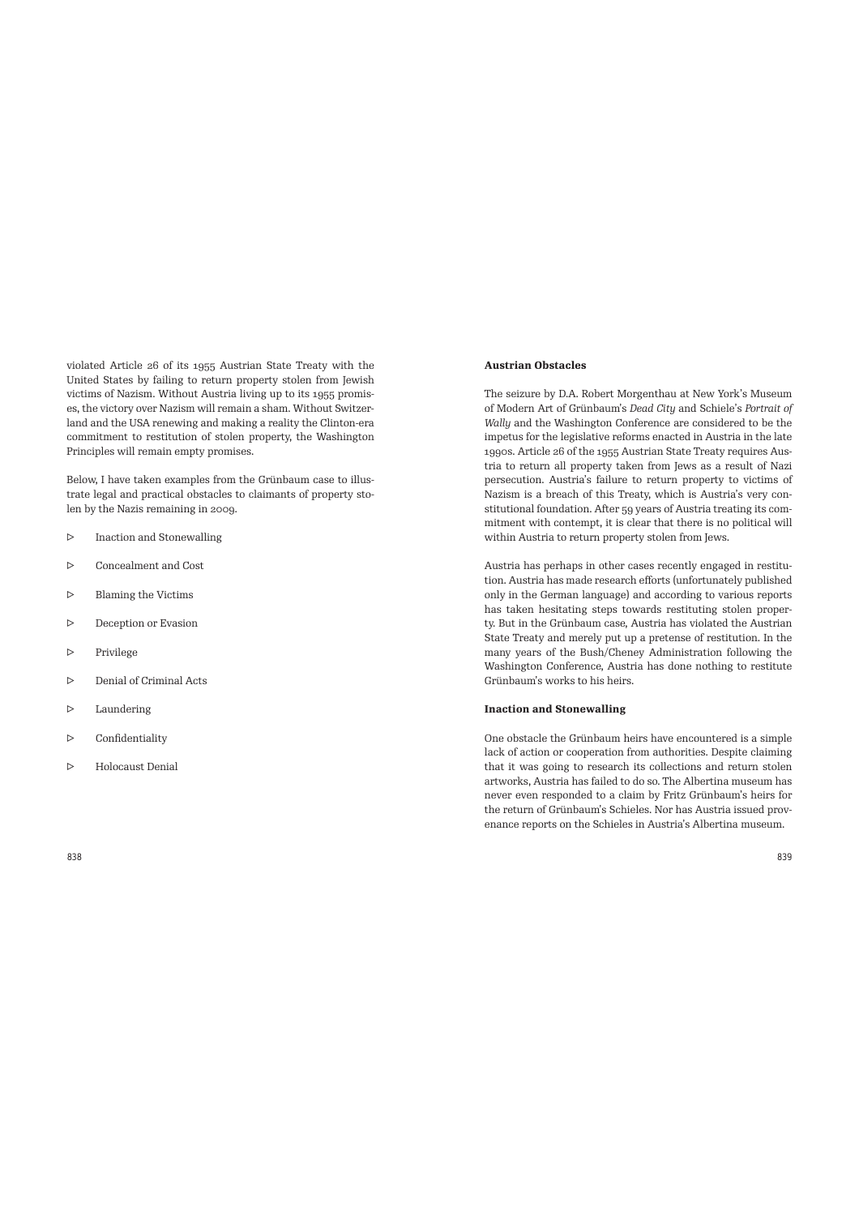violated Article 26 of its 1955 Austrian State Treaty with the United States by failing to return property stolen from Jewish victims of Nazism. Without Austria living up to its 1955 promises, the victory over Nazism will remain a sham. Without Switzerland and the USA renewing and making a reality the Clinton-era commitment to restitution of stolen property, the Washington Principles will remain empty promises.

Below, I have taken examples from the Grünbaum case to illustrate legal and practical obstacles to claimants of property stolen by the Nazis remaining in 2009.

- ▷ Inaction and Stonewalling
- ▷ Concealment and Cost
- ▷ Blaming the Victims
- ▷ Deception or Evasion
- ▷ Privilege
- ▷ Denial of Criminal Acts
- ▷ Laundering
- ▷ Confidentiality
- ▷ Holocaust Denial

**Austrian Obstacles**

The seizure by D.A. Robert Morgenthau at New York's Museum of Modern Art of Grünbaum's *Dead City* and Schiele's *Portrait of Wally* and the Washington Conference are considered to be the impetus for the legislative reforms enacted in Austria in the late 1990s. Article 26 of the 1955 Austrian State Treaty requires Austria to return all property taken from Jews as a result of Nazi persecution. Austria's failure to return property to victims of Nazism is a breach of this Treaty, which is Austria's very constitutional foundation. After 59 years of Austria treating its commitment with contempt, it is clear that there is no political will within Austria to return property stolen from Jews.

Austria has perhaps in other cases recently engaged in restitution. Austria has made research efforts (unfortunately published only in the German language) and according to various reports has taken hesitating steps towards restituting stolen property. But in the Grünbaum case, Austria has violated the Austrian State Treaty and merely put up a pretense of restitution. In the many years of the Bush/Cheney Administration following the Washington Conference, Austria has done nothing to restitute Grünbaum's works to his heirs.

**Inaction and Stonewalling**

One obstacle the Grünbaum heirs have encountered is a simple lack of action or cooperation from authorities. Despite claiming that it was going to research its collections and return stolen artworks, Austria has failed to do so. The Albertina museum has never even responded to a claim by Fritz Grünbaum's heirs for the return of Grünbaum's Schieles. Nor has Austria issued provenance reports on the Schieles in Austria's Albertina museum.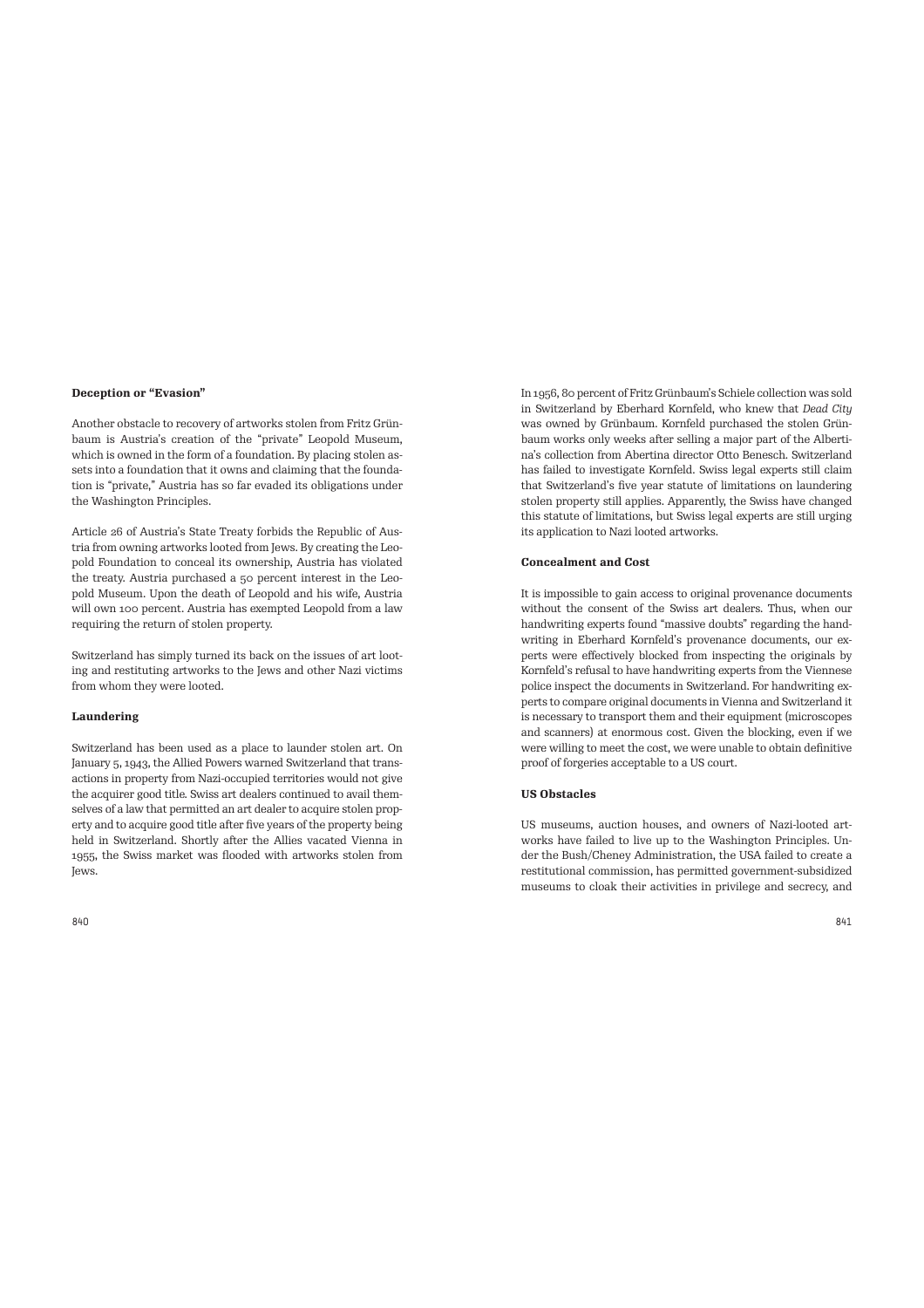### Deception or "Evasion"

Another obstacle to recovery of artworks stolen from Fritz Grünbaum is Austria's creation of the "private" Leopold Museum, which is owned in the form of a foundation. By placing stolen assets into a foundation that it owns and claiming that the foundation is "private," Austria has so far evaded its obligations under the Washington Principles.

Article 26 of Austria's State Treaty forbids the Republic of Austria from owning artworks looted from Jews. By creating the Leopold Foundation to conceal its ownership, Austria has violated the treaty. Austria purchased a 50 percent interest in the Leopold Museum. Upon the death of Leopold and his wife, Austria will own 100 percent. Austria has exempted Leopold from a law requiring the return of stolen property.

Switzerland has simply turned its back on the issues of art looting and restituting artworks to the Jews and other Nazi victims from whom they were looted.

### Laundering

Switzerland has been used as a place to launder stolen art. On January 5, 1943, the Allied Powers warned Switzerland that transactions in property from Nazi-occupied territories would not give the acquirer good title. Swiss art dealers continued to avail themselves of a law that permitted an art dealer to acquire stolen property and to acquire good title after five years of the property being held in Switzerland. Shortly after the Allies vacated Vienna in 1955, the Swiss market was flooded with artworks stolen from Jews.

In 1956, 80 percent of Fritz Grünbaum's Schiele collection was sold in Switzerland by Eberhard Kornfeld, who knew that *Dead City* was owned by Grünbaum. Kornfeld purchased the stolen Grünbaum works only weeks after selling a major part of the Albertina's collection from Abertina director Otto Benesch. Switzerland has failed to investigate Kornfeld. Swiss legal experts still claim that Switzerland's five year statute of limitations on laundering stolen property still applies. Apparently, the Swiss have changed this statute of limitations, but Swiss legal experts are still urging its application to Nazi looted artworks.

### Concealment and Cost

It is impossible to gain access to original provenance documents without the consent of the Swiss art dealers. Thus, when our handwriting experts found "massive doubts" regarding the handwriting in Eberhard Kornfeld's provenance documents, our experts were effectively blocked from inspecting the originals by Kornfeld's refusal to have handwriting experts from the Viennese police inspect the documents in Switzerland. For handwriting experts to compare original documents in Vienna and Switzerland it is necessary to transport them and their equipment (microscopes and scanners) at enormous cost. Given the blocking, even if we were willing to meet the cost, we were unable to obtain definitive proof of forgeries acceptable to a US court.

### US Obstacles

US museums, auction houses, and owners of Nazi-looted artworks have failed to live up to the Washington Principles. Under the Bush/Cheney Administration, the USA failed to create a restitutional commission, has permitted government-subsidized museums to cloak their activities in privilege and secrecy, and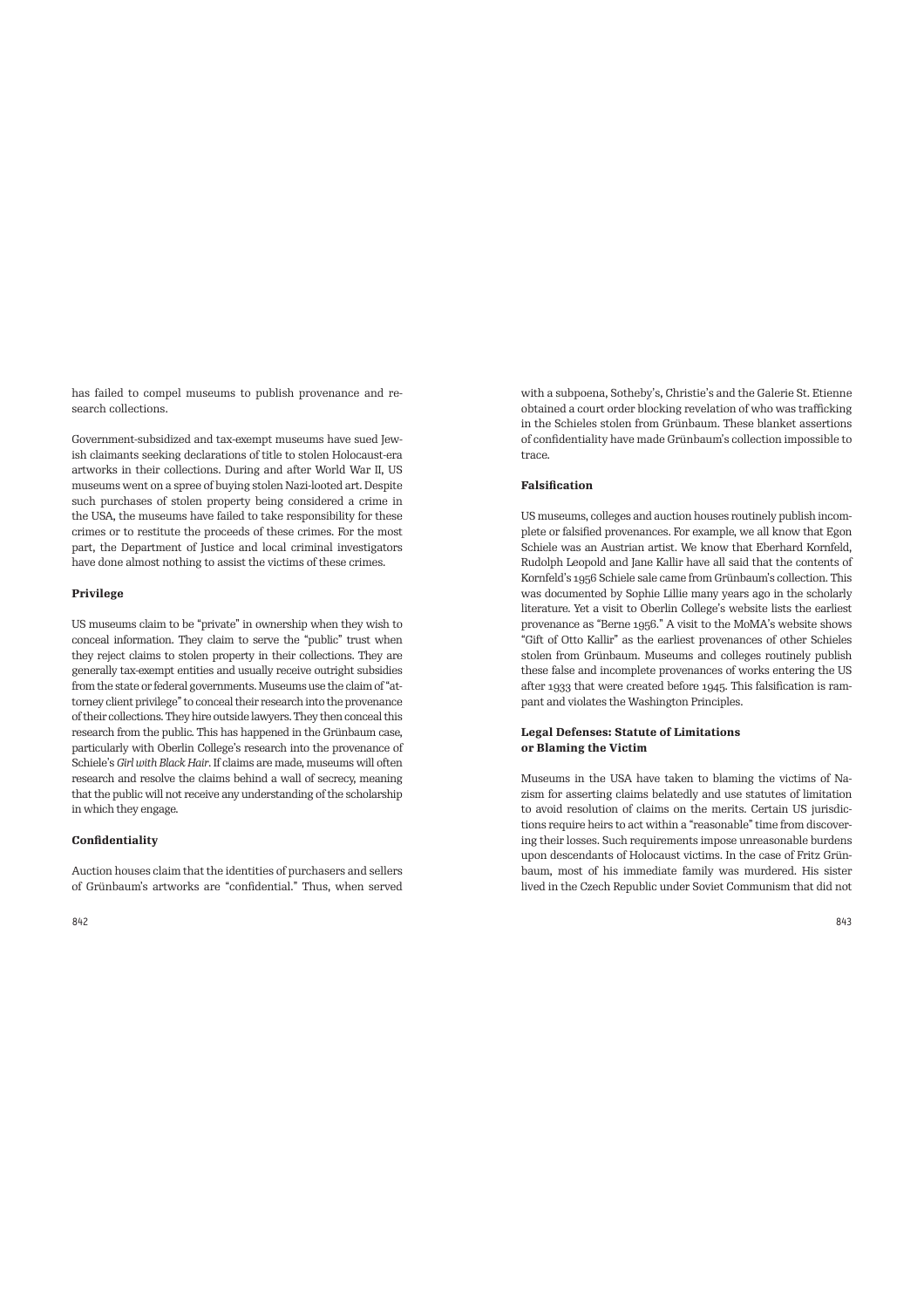has failed to compel museums to publish provenance and research collections.

Government-subsidized and tax-exempt museums have sued Jewish claimants seeking declarations of title to stolen Holocaust-era artworks in their collections. During and after World War II, US museums went on a spree of buying stolen Nazi-looted art. Despite such purchases of stolen property being considered a crime in the USA, the museums have failed to take responsibility for these crimes or to restitute the proceeds of these crimes. For the most part, the Department of Justice and local criminal investigators have done almost nothing to assist the victims of these crimes.

#### Privilege

US museums claim to be "private" in ownership when they wish to conceal information. They claim to serve the "public" trust when they reject claims to stolen property in their collections. They are generally tax-exempt entities and usually receive outright subsidies from the state or federal governments. Museums use the claim of "attorney client privilege" to conceal their research into the provenance of their collections. They hire outside lawyers. They then conceal this research from the public. This has happened in the Grünbaum case, particularly with Oberlin College's research into the provenance of Schiele's *Girl with Black Hair*. If claims are made, museums will often research and resolve the claims behind a wall of secrecy, meaning that the public will not receive any understanding of the scholarship in which they engage.

#### Confidentiality

Auction houses claim that the identities of purchasers and sellers of Grünbaum's artworks are "confidential." Thus, when served with a subpoena, Sotheby's, Christie's and the Galerie St. Etienne obtained a court order blocking revelation of who was trafficking in the Schieles stolen from Grünbaum. These blanket assertions of confidentiality have made Grünbaum's collection impossible to trace.

#### Falsification

US museums, colleges and auction houses routinely publish incomplete or falsified provenances. For example, we all know that Egon Schiele was an Austrian artist. We know that Eberhard Kornfeld, Rudolph Leopold and Jane Kallir have all said that the contents of Kornfeld's 1956 Schiele sale came from Grünbaum's collection. This was documented by Sophie Lillie many years ago in the scholarly literature. Yet a visit to Oberlin College's website lists the earliest provenance as "Berne 1956." A visit to the MoMA's website shows "Gift of Otto Kallir" as the earliest provenances of other Schieles stolen from Grünbaum. Museums and colleges routinely publish these false and incomplete provenances of works entering the US after 1933 that were created before 1945. This falsification is rampant and violates the Washington Principles.

#### Legal Defenses: Statute of Limitations or Blaming the Victim

Museums in the USA have taken to blaming the victims of Nazism for asserting claims belatedly and use statutes of limitation to avoid resolution of claims on the merits. Certain US jurisdictions require heirs to act within a "reasonable" time from discovering their losses. Such requirements impose unreasonable burdens upon descendants of Holocaust victims. In the case of Fritz Grünbaum, most of his immediate family was murdered. His sister lived in the Czech Republic under Soviet Communism that did not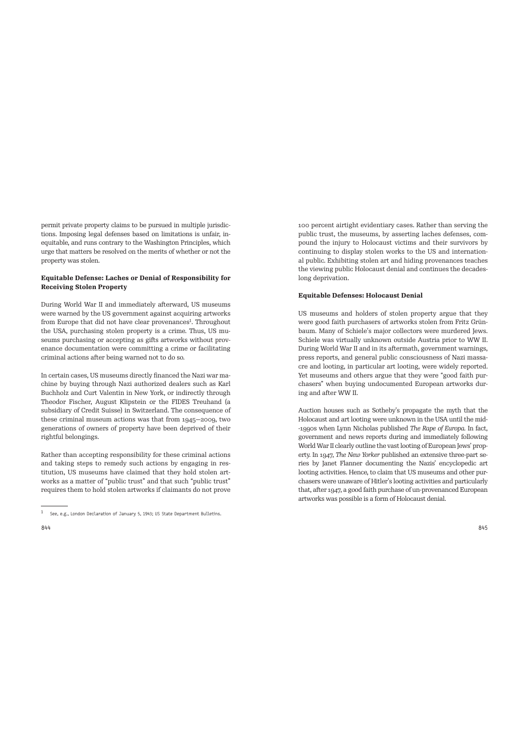permit private property claims to be pursued in multiple jurisdictions. Imposing legal defenses based on limitations is unfair, inequitable, and runs contrary to the Washington Principles, which urge that matters be resolved on the merits of whether or not the property was stolen.

**Equitable Defense: Laches or Denial of Responsibility for Receiving Stolen Property**

During World War II and immediately afterward, US museums were warned by the US government against acquiring artworks from Europe that did not have clear provenances[1]. Throughout the USA, purchasing stolen property is a crime. Thus, US museums purchasing or accepting as gifts artworks without provenance documentation were committing a crime or facilitating criminal actions after being warned not to do so.

In certain cases, US museums directly financed the Nazi war machine by buying through Nazi authorized dealers such as Karl Buchholz and Curt Valentin in New York, or indirectly through Theodor Fischer, August Klipstein or the FIDES Treuhand (a subsidiary of Credit Suisse) in Switzerland. The consequence of these criminal museum actions was that from 1945–2009, two generations of owners of property have been deprived of their rightful belongings.

Rather than accepting responsibility for these criminal actions and taking steps to remedy such actions by engaging in restitution, US museums have claimed that they hold stolen artworks as a matter of "public trust" and that such "public trust" requires them to hold stolen artworks if claimants do not prove 100 percent airtight evidentiary cases. Rather than serving the public trust, the museums, by asserting laches defenses, compound the injury to Holocaust victims and their survivors by continuing to display stolen works to the US and international public. Exhibiting stolen art and hiding provenances teaches the viewing public Holocaust denial and continues the decades-long deprivation.

**Equitable Defenses: Holocaust Denial**

US museums and holders of stolen property argue that they were good faith purchasers of artworks stolen from Fritz Grünbaum. Many of Schiele's major collectors were murdered Jews. Schiele was virtually unknown outside Austria prior to WW II. During World War II and in its aftermath, government warnings, press reports, and general public consciousness of Nazi massacre and looting, in particular art looting, were widely reported. Yet museums and others argue that they were "good faith purchasers" when buying undocumented European artworks during and after WW II.

Auction houses such as Sotheby's propagate the myth that the Holocaust and art looting were unknown in the USA until the mid-1990s when Lynn Nicholas published *The Rape of Europa*. In fact, government and news reports during and immediately following World War II clearly outline the vast looting of European Jews' property. In 1947, *The New Yorker* published an extensive three-part series by Janet Flanner documenting the Nazis' encyclopedic art looting activities. Hence, to claim that US museums and other purchasers were unaware of Hitler's looting activities and particularly that, after 1947, a good faith purchase of un-provenanced European artworks was possible is a form of Holocaust denial.

[1] See, e.g., London Declaration of January 5, 1943; US State Department Bulletins.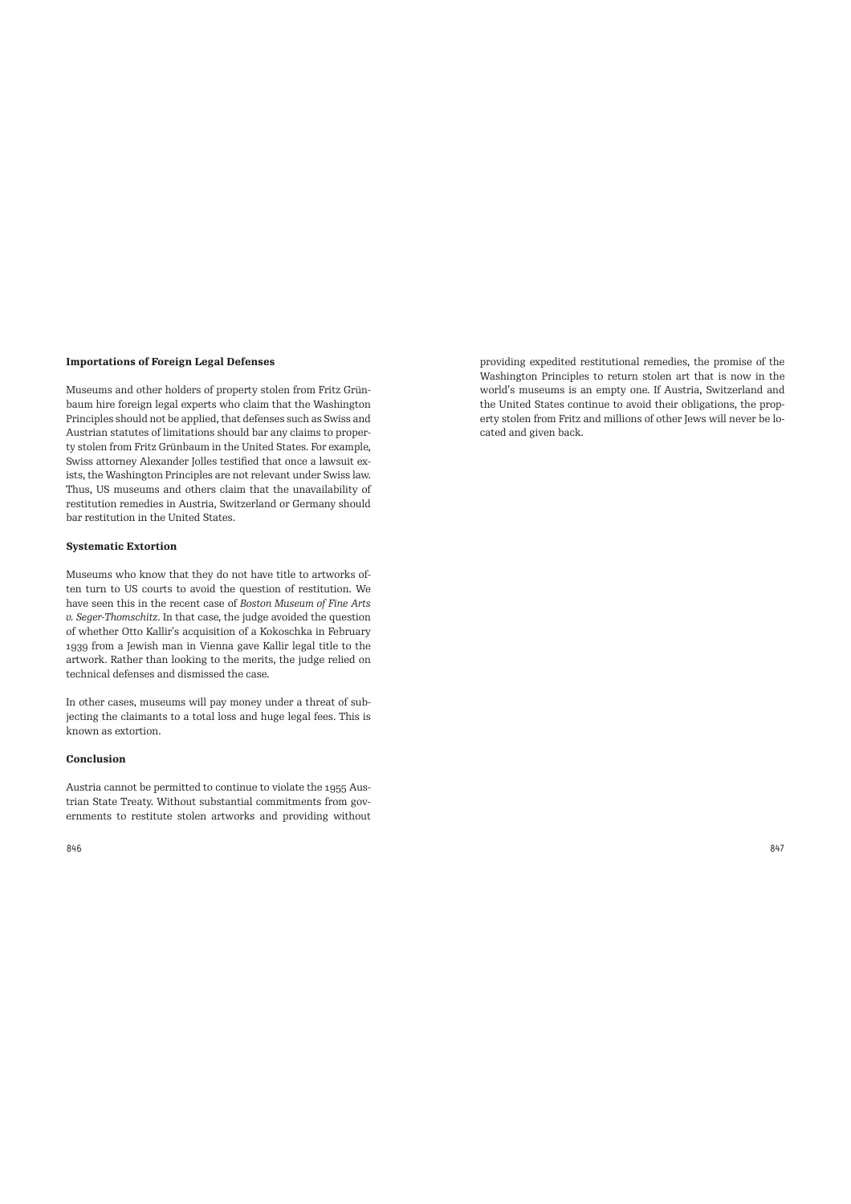### Importations of Foreign Legal Defenses

Museums and other holders of property stolen from Fritz Grünbaum hire foreign legal experts who claim that the Washington Principles should not be applied, that defenses such as Swiss and Austrian statutes of limitations should bar any claims to property stolen from Fritz Grünbaum in the United States. For example, Swiss attorney Alexander Jolles testified that once a lawsuit exists, the Washington Principles are not relevant under Swiss law. Thus, US museums and others claim that the unavailability of restitution remedies in Austria, Switzerland or Germany should bar restitution in the United States.

### Systematic Extortion

Museums who know that they do not have title to artworks often turn to US courts to avoid the question of restitution. We have seen this in the recent case of *Boston Museum of Fine Arts v. Seger-Thomschitz*. In that case, the judge avoided the question of whether Otto Kallir's acquisition of a Kokoschka in February 1939 from a Jewish man in Vienna gave Kallir legal title to the artwork. Rather than looking to the merits, the judge relied on technical defenses and dismissed the case.

In other cases, museums will pay money under a threat of subjecting the claimants to a total loss and huge legal fees. This is known as extortion.

### Conclusion

Austria cannot be permitted to continue to violate the 1955 Austrian State Treaty. Without substantial commitments from governments to restitute stolen artworks and providing without providing expedited restitutional remedies, the promise of the Washington Principles to return stolen art that is now in the world's museums is an empty one. If Austria, Switzerland and the United States continue to avoid their obligations, the property stolen from Fritz and millions of other Jews will never be located and given back.